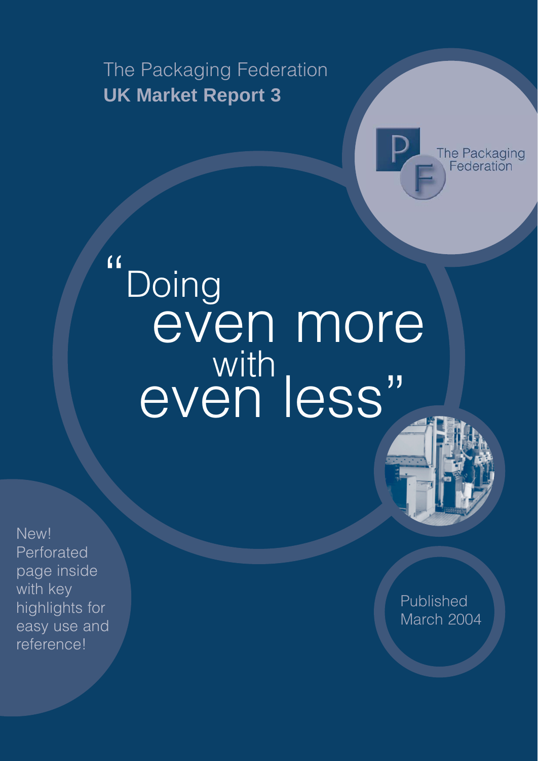The Packaging Federation

# UK Market Report 3

The Packaging Federation

# "Doing even more with even less"

New! Perforated page inside with key highlights for easy use and reference!

Published March 2004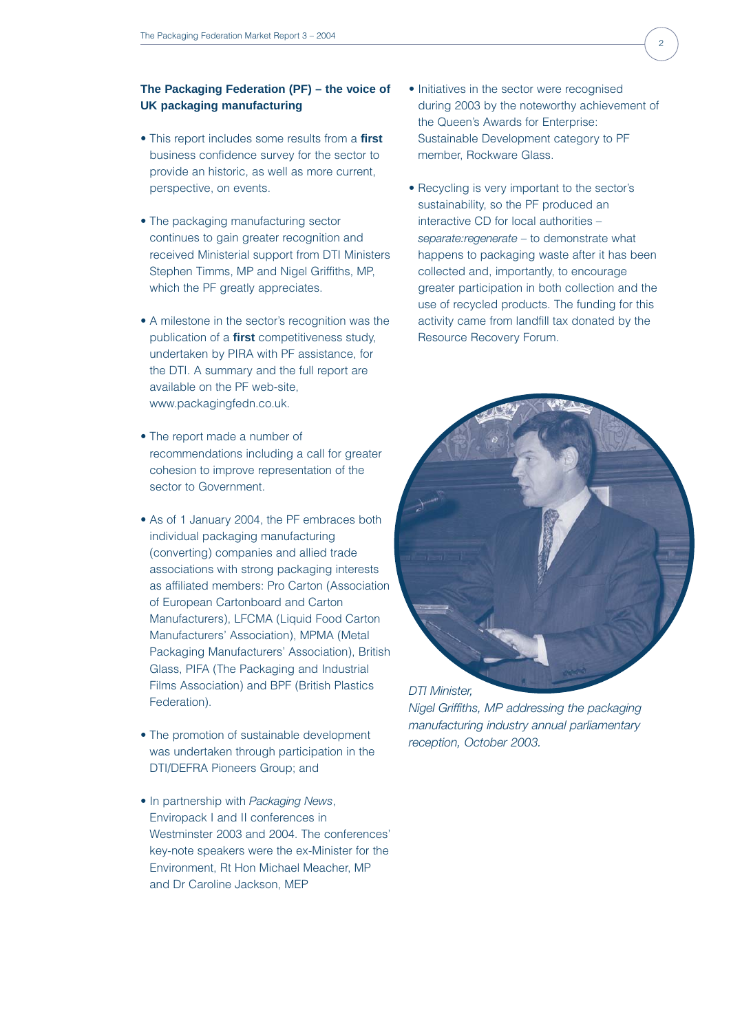### The Packaging Federation (PF) – the voice of UK packaging manufacturing

- This report includes some results from a **first** business confidence survey for the sector to provide an historic, as well as more current, perspective, on events.
- The packaging manufacturing sector continues to gain greater recognition and received Ministerial support from DTI Ministers Stephen Timms, MP and Nigel Griffiths, MP, which the PF greatly appreciates.
- A milestone in the sector's recognition was the publication of a **first** competitiveness study, undertaken by PIRA with PF assistance, for the DTI. A summary and the full report are available on the PF web-site, www.packagingfedn.co.uk.
- The report made a number of recommendations including a call for greater cohesion to improve representation of the sector to Government.
- As of 1 January 2004, the PF embraces both individual packaging manufacturing (converting) companies and allied trade associations with strong packaging interests as affiliated members: Pro Carton (Association of European Cartonboard and Carton Manufacturers), LFCMA (Liquid Food Carton Manufacturers' Association), MPMA (Metal Packaging Manufacturers' Association), British Glass, PIFA (The Packaging and Industrial Films Association) and BPF (British Plastics Federation).
- The promotion of sustainable development was undertaken through participation in the DTI/DEFRA Pioneers Group; and
- In partnership with *Packaging News*, Enviropack I and II conferences in Westminster 2003 and 2004. The conferences' key-note speakers were the ex-Minister for the Environment, Rt Hon Michael Meacher, MP and Dr Caroline Jackson, MEP
- Initiatives in the sector were recognised during 2003 by the noteworthy achievement of the Queen's Awards for Enterprise: Sustainable Development category to PF member, Rockware Glass.
- Recycling is very important to the sector's sustainability, so the PF produced an interactive CD for local authorities – *separate:regenerate* – to demonstrate what happens to packaging waste after it has been collected and, importantly, to encourage greater participation in both collection and the use of recycled products. The funding for this activity came from landfill tax donated by the Resource Recovery Forum.

*DTI Minister, Nigel Griffiths, MP addressing the packaging manufacturing industry annual parliamentary reception, October 2003.*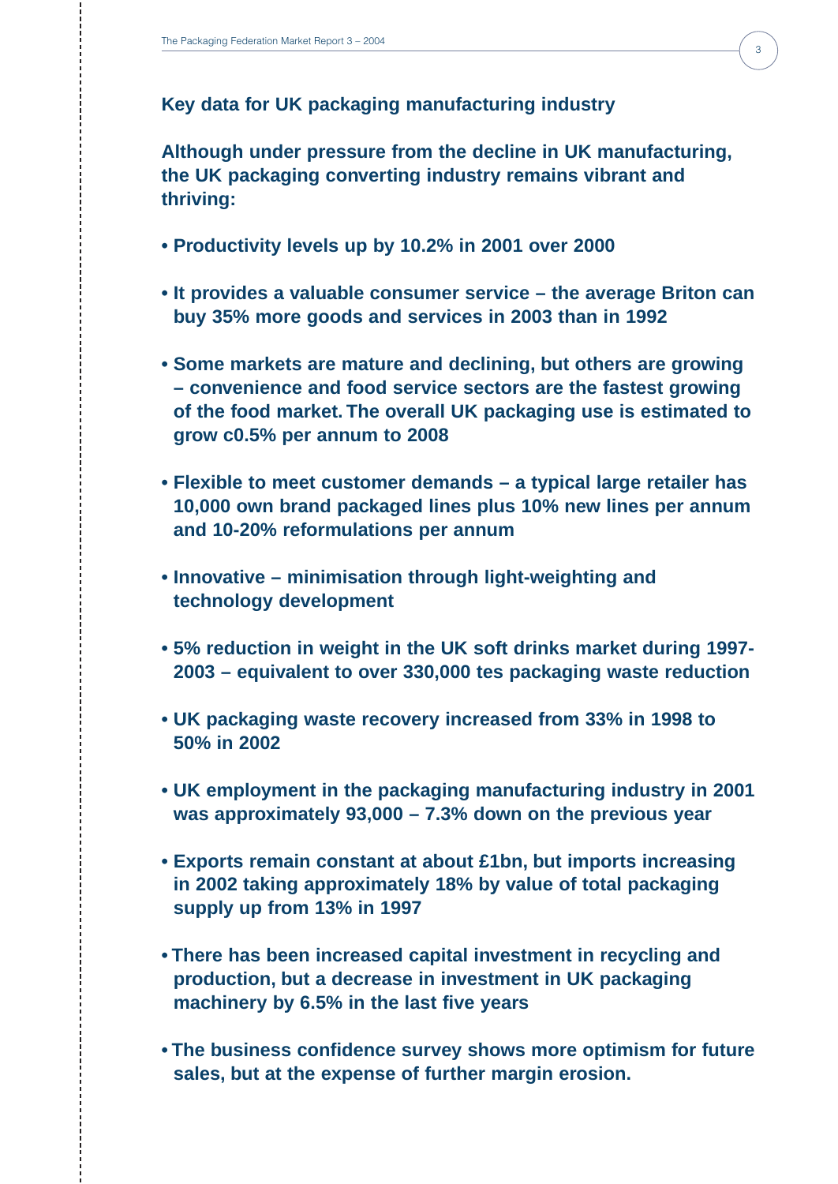## Key data for UK packaging manufacturing industry

**Although under pressure from the decline in UK manufacturing, the UK packaging converting industry remains vibrant and thriving:**

- **Productivity levels up by 10.2% in 2001 over 2000**
- **It provides a valuable consumer service – the average Briton can buy 35% more goods and services in 2003 than in 1992**
- **Some markets are mature and declining, but others are growing – convenience and food service sectors are the fastest growing of the food market. The overall UK packaging use is estimated to grow c0.5% per annum to 2008**
- **Flexible to meet customer demands – a typical large retailer has 10,000 own brand packaged lines plus 10% new lines per annum and 10-20% reformulations per annum**
- **Innovative – minimisation through light-weighting and technology development**
- **5% reduction in weight in the UK soft drinks market during 1997-2003 – equivalent to over 330,000 tes packaging waste reduction**
- **UK packaging waste recovery increased from 33% in 1998 to 50% in 2002**
- **UK employment in the packaging manufacturing industry in 2001 was approximately 93,000 – 7.3% down on the previous year**
- **Exports remain constant at about £1bn, but imports increasing in 2002 taking approximately 18% by value of total packaging supply up from 13% in 1997**
- **There has been increased capital investment in recycling and production, but a decrease in investment in UK packaging machinery by 6.5% in the last five years**
- **The business confidence survey shows more optimism for future sales, but at the expense of further margin erosion.**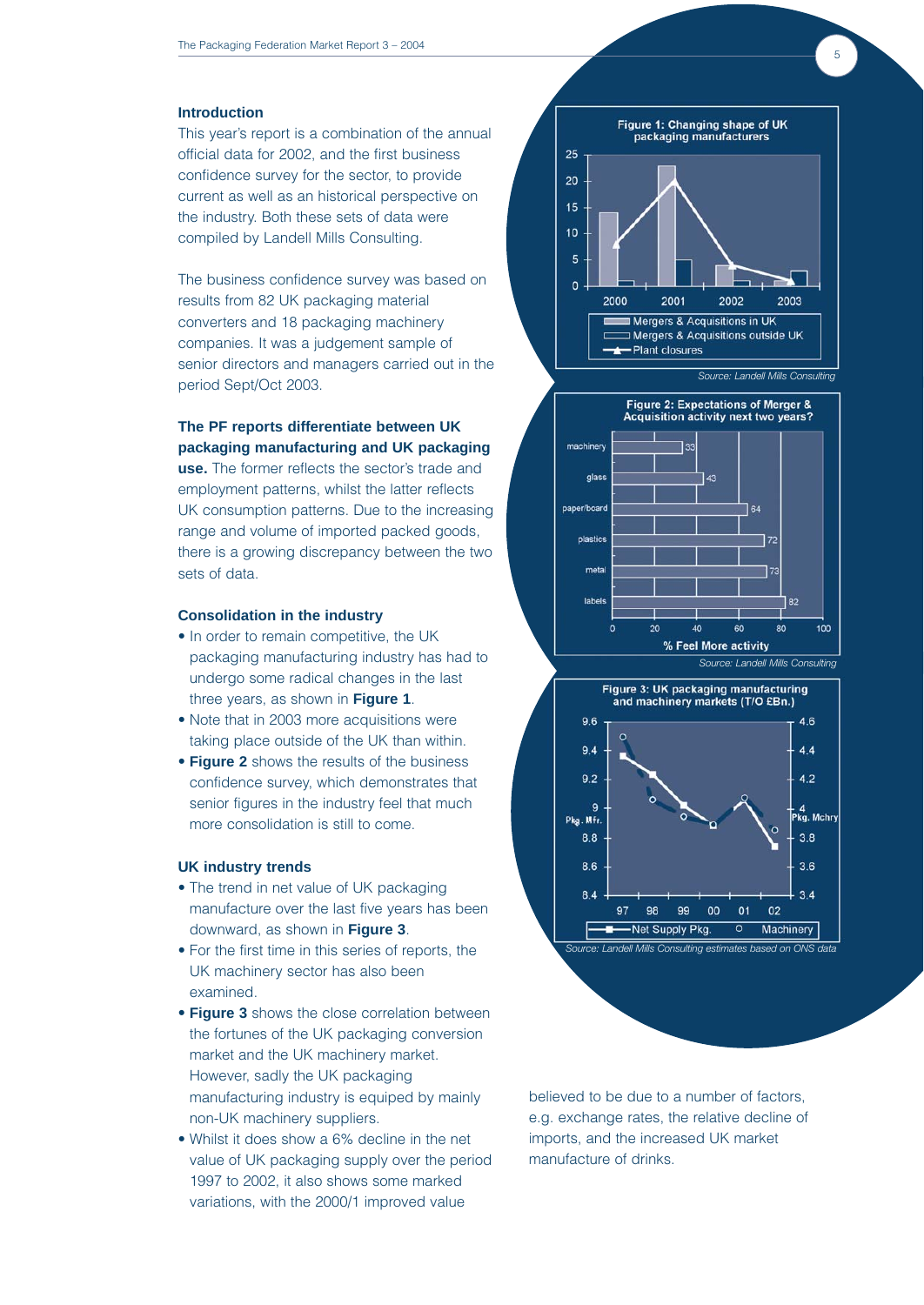## Introduction

This year's report is a combination of the annual official data for 2002, and the first business confidence survey for the sector, to provide current as well as an historical perspective on the industry. Both these sets of data were compiled by Landell Mills Consulting.

The business confidence survey was based on results from 82 UK packaging material converters and 18 packaging machinery companies. It was a judgement sample of senior directors and managers carried out in the period Sept/Oct 2003.

**The PF reports differentiate between UK packaging manufacturing and UK packaging use.** The former reflects the sector's trade and employment patterns, whilst the latter reflects UK consumption patterns. Due to the increasing range and volume of imported packed goods, there is a growing discrepancy between the two sets of data.

## Consolidation in the industry

- In order to remain competitive, the UK packaging manufacturing industry has had to undergo some radical changes in the last three years, as shown in **Figure 1**.
- Note that in 2003 more acquisitions were taking place outside of the UK than within.
- **Figure 2** shows the results of the business confidence survey, which demonstrates that senior figures in the industry feel that much more consolidation is still to come.

## UK industry trends

- The trend in net value of UK packaging manufacture over the last five years has been downward, as shown in **Figure 3**.
- For the first time in this series of reports, the UK machinery sector has also been examined.
- **Figure 3** shows the close correlation between the fortunes of the UK packaging conversion market and the UK machinery market. However, sadly the UK packaging manufacturing industry is equiped by mainly non-UK machinery suppliers.
- Whilst it does show a 6% decline in the net value of UK packaging supply over the period 1997 to 2002, it also shows some marked variations, with the 2000/1 improved value believed to be due to a number of factors, e.g. exchange rates, the relative decline of imports, and the increased UK market manufacture of drinks.

**Figure 1: Changing shape of UK packaging manufacturers**

Legend: Mergers & Acquisitions in UK; Mergers & Acquisitions outside UK; Plant closures

*Source: Landell Mills Consulting*

**Figure 2: Expectations of Merger & Acquisition activity next two years?**

| Sector | % Feel More activity |
|---|---|
| machinery | 33 |
| glass | 43 |
| paper/board | 64 |
| plastics | 72 |
| metal | 73 |
| labels | 82 |

*Source: Landell Mills Consulting*

**Figure 3: UK packaging manufacturing and machinery markets (T/O £Bn.)**

Legend: Net Supply Pkg. (Pkg. Mfr.); Machinery (Pkg. Mchry)

*Source: Landell Mills Consulting estimates based on ONS data*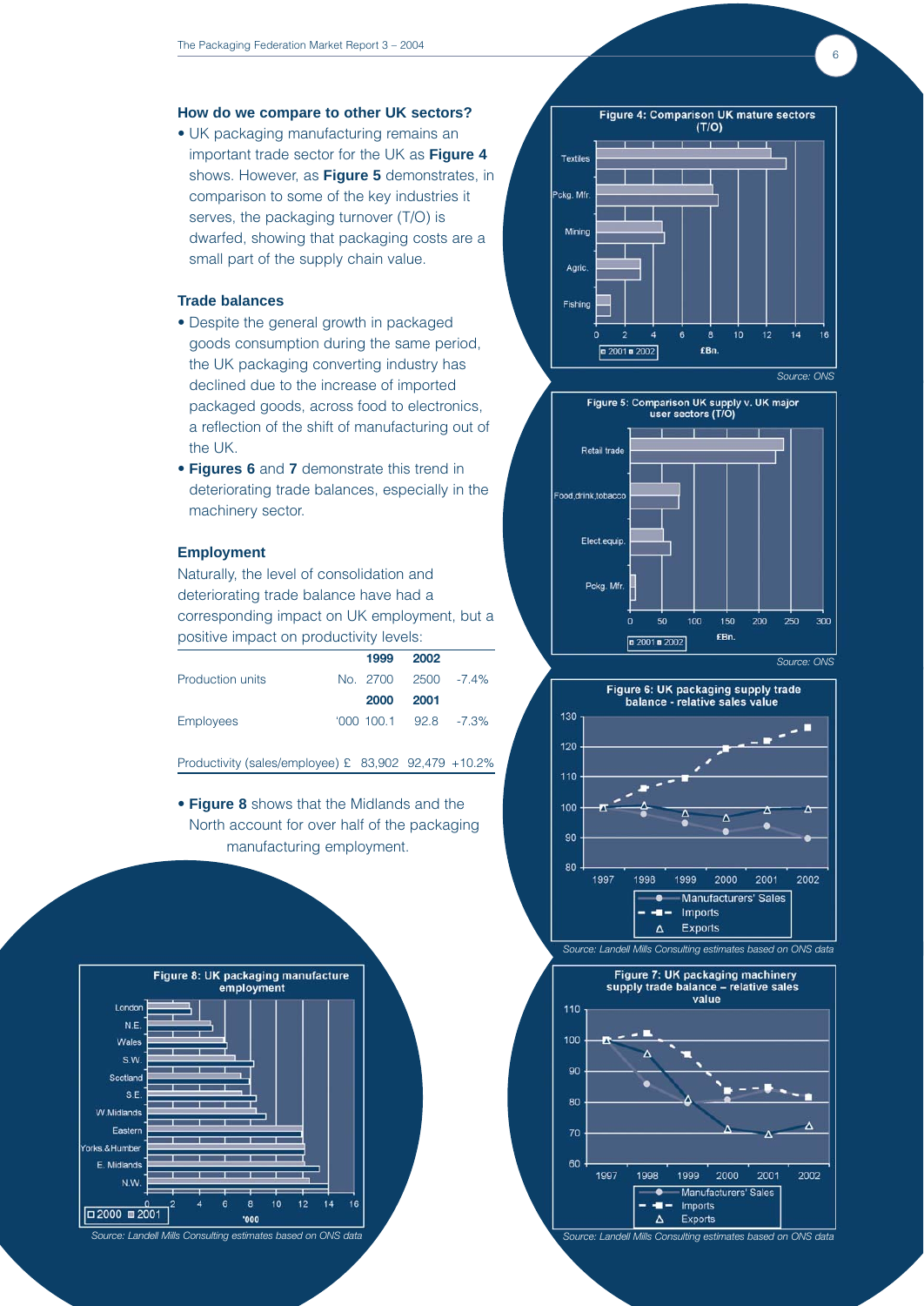## How do we compare to other UK sectors?

- UK packaging manufacturing remains an important trade sector for the UK as **Figure 4** shows. However, as **Figure 5** demonstrates, in comparison to some of the key industries it serves, the packaging turnover (T/O) is dwarfed, showing that packaging costs are a small part of the supply chain value.

## Trade balances

- Despite the general growth in packaged goods consumption during the same period, the UK packaging converting industry has declined due to the increase of imported packaged goods, across food to electronics, a reflection of the shift of manufacturing out of the UK.
- **Figures 6** and **7** demonstrate this trend in deteriorating trade balances, especially in the machinery sector.

## Employment

Naturally, the level of consolidation and deteriorating trade balance have had a corresponding impact on UK employment, but a positive impact on productivity levels:

| | | 1999 | 2002 | |
|---|---|---|---|---|
| Production units | No. | 2700 | 2500 | -7.4% |
| | | **2000** | **2001** | |
| Employees | '000 | 100.1 | 92.8 | -7.3% |
| Productivity (sales/employee) | £ | 83,902 | 92,479 | +10.2% |

- **Figure 8** shows that the Midlands and the North account for over half of the packaging manufacturing employment.

**Figure 4: Comparison UK mature sectors (T/O)**

Source: ONS

**Figure 5: Comparison UK supply v. UK major user sectors (T/O)**

Source: ONS

**Figure 6: UK packaging supply trade balance - relative sales value**

Source: Landell Mills Consulting estimates based on ONS data

**Figure 7: UK packaging machinery supply trade balance – relative sales value**

Source: Landell Mills Consulting estimates based on ONS data

**Figure 8: UK packaging manufacture employment**

Source: Landell Mills Consulting estimates based on ONS data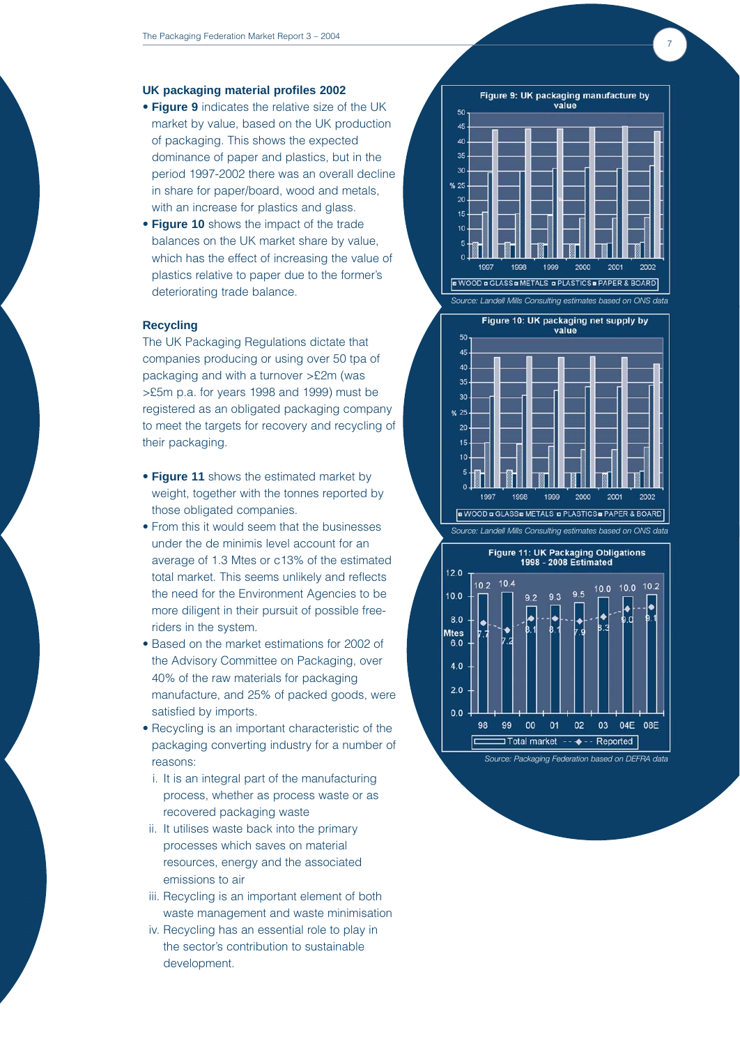### UK packaging material profiles 2002

- **Figure 9** indicates the relative size of the UK market by value, based on the UK production of packaging. This shows the expected dominance of paper and plastics, but in the period 1997-2002 there was an overall decline in share for paper/board, wood and metals, with an increase for plastics and glass.
- **Figure 10** shows the impact of the trade balances on the UK market share by value, which has the effect of increasing the value of plastics relative to paper due to the former's deteriorating trade balance.

### Recycling

The UK Packaging Regulations dictate that companies producing or using over 50 tpa of packaging and with a turnover >£2m (was >£5m p.a. for years 1998 and 1999) must be registered as an obligated packaging company to meet the targets for recovery and recycling of their packaging.

- **Figure 11** shows the estimated market by weight, together with the tonnes reported by those obligated companies.
- From this it would seem that the businesses under the de minimis level account for an average of 1.3 Mtes or c13% of the estimated total market. This seems unlikely and reflects the need for the Environment Agencies to be more diligent in their pursuit of possible free-riders in the system.
- Based on the market estimations for 2002 of the Advisory Committee on Packaging, over 40% of the raw materials for packaging manufacture, and 25% of packed goods, were satisfied by imports.
- Recycling is an important characteristic of the packaging converting industry for a number of reasons:
  - i. It is an integral part of the manufacturing process, whether as process waste or as recovered packaging waste
  - ii. It utilises waste back into the primary processes which saves on material resources, energy and the associated emissions to air
  - iii. Recycling is an important element of both waste management and waste minimisation
  - iv. Recycling has an essential role to play in the sector's contribution to sustainable development.

**Figure 9: UK packaging manufacture by value**

Source: Landell Mills Consulting estimates based on ONS data

**Figure 10: UK packaging net supply by value**

Source: Landell Mills Consulting estimates based on ONS data

**Figure 11: UK Packaging Obligations 1998 - 2008 Estimated**

| Year | 98 | 99 | 00 | 01 | 02 | 03 | 04E | 08E |
|---|---|---|---|---|---|---|---|---|
| Total market (Mtes) | 10.2 | 10.4 | 9.2 | 9.3 | 9.5 | 10.0 | 10.0 | 10.2 |
| Reported (Mtes) | 7.7 | 7.2 | 8.1 | 8.1 | 7.9 | 8.3 | 9.0 | 9.1 |

Source: Packaging Federation based on DEFRA data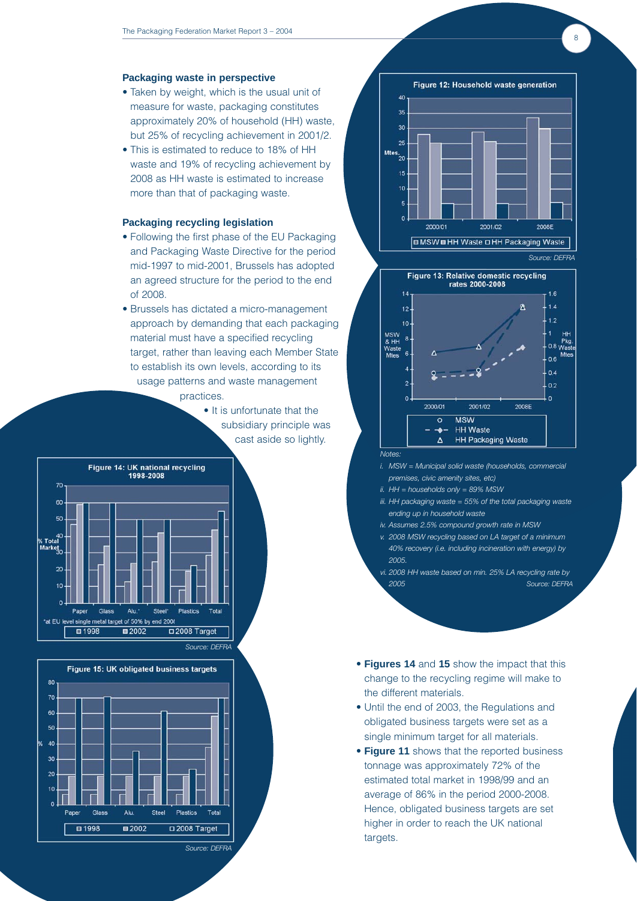## Packaging waste in perspective

- Taken by weight, which is the usual unit of measure for waste, packaging constitutes approximately 20% of household (HH) waste, but 25% of recycling achievement in 2001/2.
- This is estimated to reduce to 18% of HH waste and 19% of recycling achievement by 2008 as HH waste is estimated to increase more than that of packaging waste.

## Packaging recycling legislation

- Following the first phase of the EU Packaging and Packaging Waste Directive for the period mid-1997 to mid-2001, Brussels has adopted an agreed structure for the period to the end of 2008.
- Brussels has dictated a micro-management approach by demanding that each packaging material must have a specified recycling target, rather than leaving each Member State to establish its own levels, according to its usage patterns and waste management practices.
- It is unfortunate that the subsidiary principle was cast aside so lightly.

**Figure 12: Household waste generation**

Source: DEFRA

**Figure 13: Relative domestic recycling rates 2000-2008**

Notes:

*i. MSW = Municipal solid waste (households, commercial premises, civic amenity sites, etc)*

*ii. HH = households only = 89% MSW*

*iii. HH packaging waste = 55% of the total packaging waste ending up in household waste*

*iv. Assumes 2.5% compound growth rate in MSW*

*v. 2008 MSW recycling based on LA target of a minimum 40% recovery (i.e. including incineration with energy) by 2005.*

*vi. 2008 HH waste based on min. 25% LA recycling rate by 2005*

Source: DEFRA

**Figure 14: UK national recycling 1998-2008**

*at EU level single metal target of 50% by end 2006

Source: DEFRA

**Figure 15: UK obligated business targets**

Source: DEFRA

- **Figures 14** and **15** show the impact that this change to the recycling regime will make to the different materials.
- Until the end of 2003, the Regulations and obligated business targets were set as a single minimum target for all materials.
- **Figure 11** shows that the reported business tonnage was approximately 72% of the estimated total market in 1998/99 and an average of 86% in the period 2000-2008. Hence, obligated business targets are set higher in order to reach the UK national targets.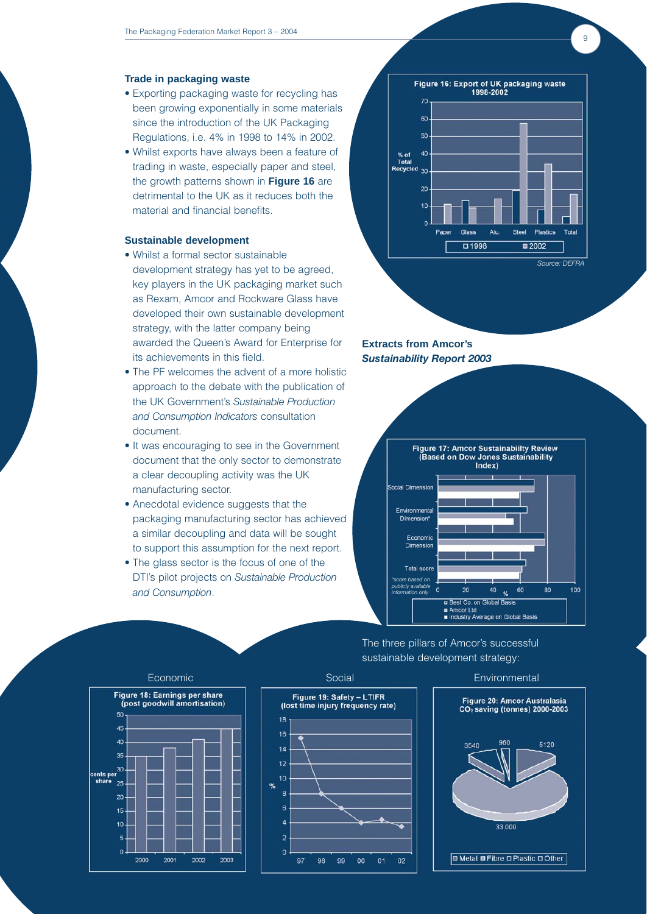### Trade in packaging waste

- Exporting packaging waste for recycling has been growing exponentially in some materials since the introduction of the UK Packaging Regulations, i.e. 4% in 1998 to 14% in 2002.
- Whilst exports have always been a feature of trading in waste, especially paper and steel, the growth patterns shown in **Figure 16** are detrimental to the UK as it reduces both the material and financial benefits.

### Sustainable development

- Whilst a formal sector sustainable development strategy has yet to be agreed, key players in the UK packaging market such as Rexam, Amcor and Rockware Glass have developed their own sustainable development strategy, with the latter company being awarded the Queen's Award for Enterprise for its achievements in this field.
- The PF welcomes the advent of a more holistic approach to the debate with the publication of the UK Government's *Sustainable Production and Consumption Indicators* consultation document.
- It was encouraging to see in the Government document that the only sector to demonstrate a clear decoupling activity was the UK manufacturing sector.
- Anecdotal evidence suggests that the packaging manufacturing sector has achieved a similar decoupling and data will be sought to support this assumption for the next report.
- The glass sector is the focus of one of the DTI's pilot projects on *Sustainable Production and Consumption*.

**Figure 16: Export of UK packaging waste 1998-2002**

Source: DEFRA

### Extracts from Amcor's *Sustainability Report 2003*

**Figure 17: Amcor Sustainabilty Review (Based on Dow Jones Sustainability Index)**

*score based on publicly available information only

The three pillars of Amcor's successful sustainable development strategy:

Economic

**Figure 18: Earnings per share (post goodwill amortisation)**

Social

**Figure 19: Safety – LTIFR (lost time injury frequency rate)**

Environmental

**Figure 20: Amcor Australasia $CO_2$ saving (tonnes) 2000-2003**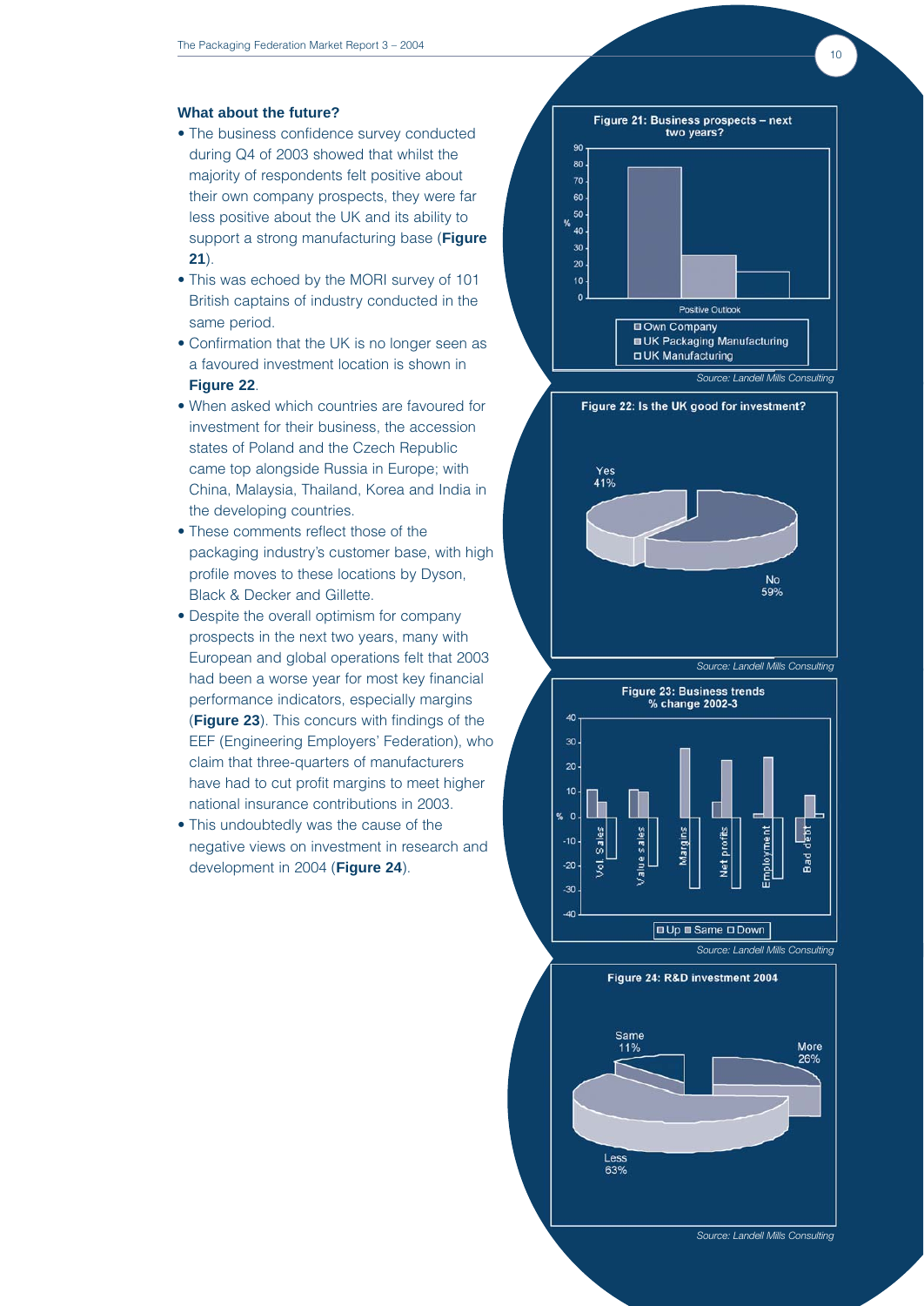### What about the future?

- The business confidence survey conducted during Q4 of 2003 showed that whilst the majority of respondents felt positive about their own company prospects, they were far less positive about the UK and its ability to support a strong manufacturing base (**Figure 21**).
- This was echoed by the MORI survey of 101 British captains of industry conducted in the same period.
- Confirmation that the UK is no longer seen as a favoured investment location is shown in **Figure 22**.
- When asked which countries are favoured for investment for their business, the accession states of Poland and the Czech Republic came top alongside Russia in Europe; with China, Malaysia, Thailand, Korea and India in the developing countries.
- These comments reflect those of the packaging industry's customer base, with high profile moves to these locations by Dyson, Black & Decker and Gillette.
- Despite the overall optimism for company prospects in the next two years, many with European and global operations felt that 2003 had been a worse year for most key financial performance indicators, especially margins (**Figure 23**). This concurs with findings of the EEF (Engineering Employers' Federation), who claim that three-quarters of manufacturers have had to cut profit margins to meet higher national insurance contributions in 2003.
- This undoubtedly was the cause of the negative views on investment in research and development in 2004 (**Figure 24**).

**Figure 21: Business prospects – next two years?**

Positive Outlook: Own Company; UK Packaging Manufacturing; UK Manufacturing

*Source: Landell Mills Consulting*

**Figure 22: Is the UK good for investment?**

Yes 41%; No 59%

*Source: Landell Mills Consulting*

**Figure 23: Business trends % change 2002-3**

Vol. Sales; Value sales; Margins; Net profits; Employment; Bad debt — Up; Same; Down

*Source: Landell Mills Consulting*

**Figure 24: R&D investment 2004**

Same 11%; More 26%; Less 63%

*Source: Landell Mills Consulting*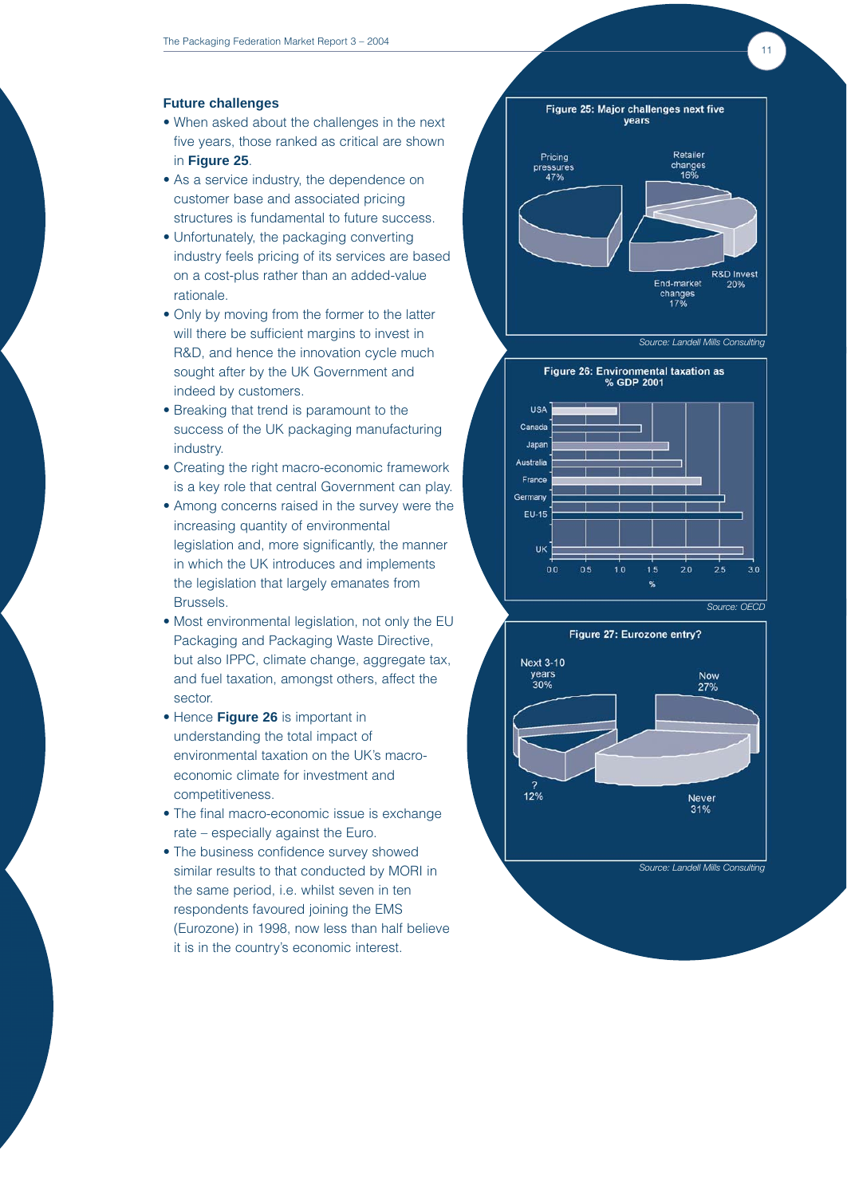### Future challenges

- When asked about the challenges in the next five years, those ranked as critical are shown in **Figure 25**.
- As a service industry, the dependence on customer base and associated pricing structures is fundamental to future success.
- Unfortunately, the packaging converting industry feels pricing of its services are based on a cost-plus rather than an added-value rationale.
- Only by moving from the former to the latter will there be sufficient margins to invest in R&D, and hence the innovation cycle much sought after by the UK Government and indeed by customers.
- Breaking that trend is paramount to the success of the UK packaging manufacturing industry.
- Creating the right macro-economic framework is a key role that central Government can play.
- Among concerns raised in the survey were the increasing quantity of environmental legislation and, more significantly, the manner in which the UK introduces and implements the legislation that largely emanates from Brussels.
- Most environmental legislation, not only the EU Packaging and Packaging Waste Directive, but also IPPC, climate change, aggregate tax, and fuel taxation, amongst others, affect the sector.
- Hence **Figure 26** is important in understanding the total impact of environmental taxation on the UK's macro-economic climate for investment and competitiveness.
- The final macro-economic issue is exchange rate – especially against the Euro.
- The business confidence survey showed similar results to that conducted by MORI in the same period, i.e. whilst seven in ten respondents favoured joining the EMS (Eurozone) in 1998, now less than half believe it is in the country's economic interest.

**Figure 25: Major challenges next five years**

| Challenge | % |
|---|---|
| Pricing pressures | 47% |
| Retailer changes | 16% |
| R&D Invest | 20% |
| End-market changes | 17% |

*Source: Landell Mills Consulting*

**Figure 26: Environmental taxation as % GDP 2001**

Countries: USA, Canada, Japan, Australia, France, Germany, EU-15, UK (x-axis: %, 0.0–3.0)

*Source: OECD*

**Figure 27: Eurozone entry?**

| Response | % |
|---|---|
| Next 3-10 years | 30% |
| Now | 27% |
| Never | 31% |
| ? | 12% |

*Source: Landell Mills Consulting*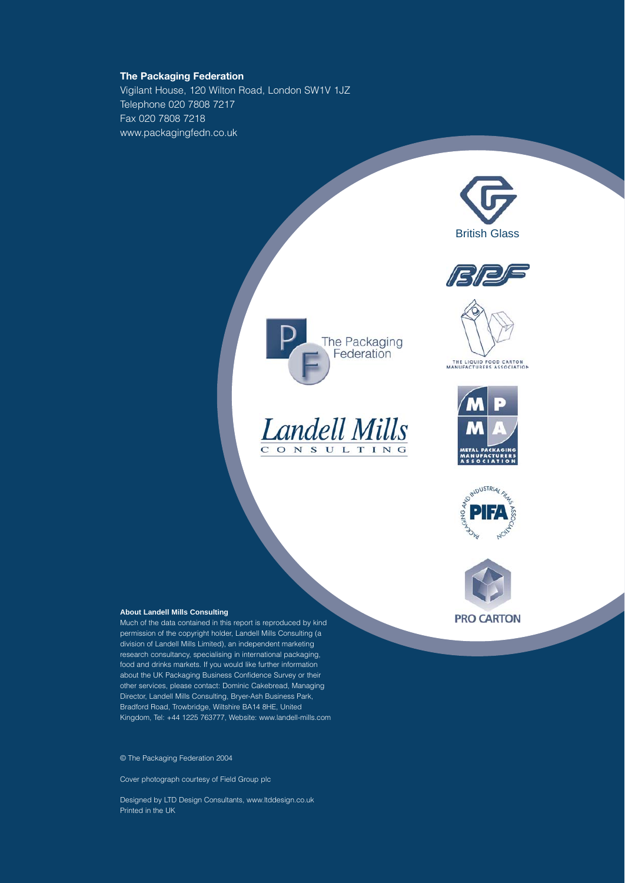**The Packaging Federation**

Vigilant House, 120 Wilton Road, London SW1V 1JZ
Telephone 020 7808 7217
Fax 020 7808 7218
www.packagingfedn.co.uk

British Glass

BPF

THE LIQUID FOOD CARTON MANUFACTURERS ASSOCIATION

The Packaging Federation

Landell Mills CONSULTING

METAL PACKAGING MANUFACTURERS ASSOCIATION

PACKAGING AND INDUSTRIAL FILMS ASSOCIATION PIFA

PRO CARTON

**About Landell Mills Consulting**

Much of the data contained in this report is reproduced by kind permission of the copyright holder, Landell Mills Consulting (a division of Landell Mills Limited), an independent marketing research consultancy, specialising in international packaging, food and drinks markets. If you would like further information about the UK Packaging Business Confidence Survey or their other services, please contact: Dominic Cakebread, Managing Director, Landell Mills Consulting, Bryer-Ash Business Park, Bradford Road, Trowbridge, Wiltshire BA14 8HE, United Kingdom, Tel: +44 1225 763777, Website: www.landell-mills.com

© The Packaging Federation 2004

Cover photograph courtesy of Field Group plc

Designed by LTD Design Consultants, www.ltddesign.co.uk
Printed in the UK